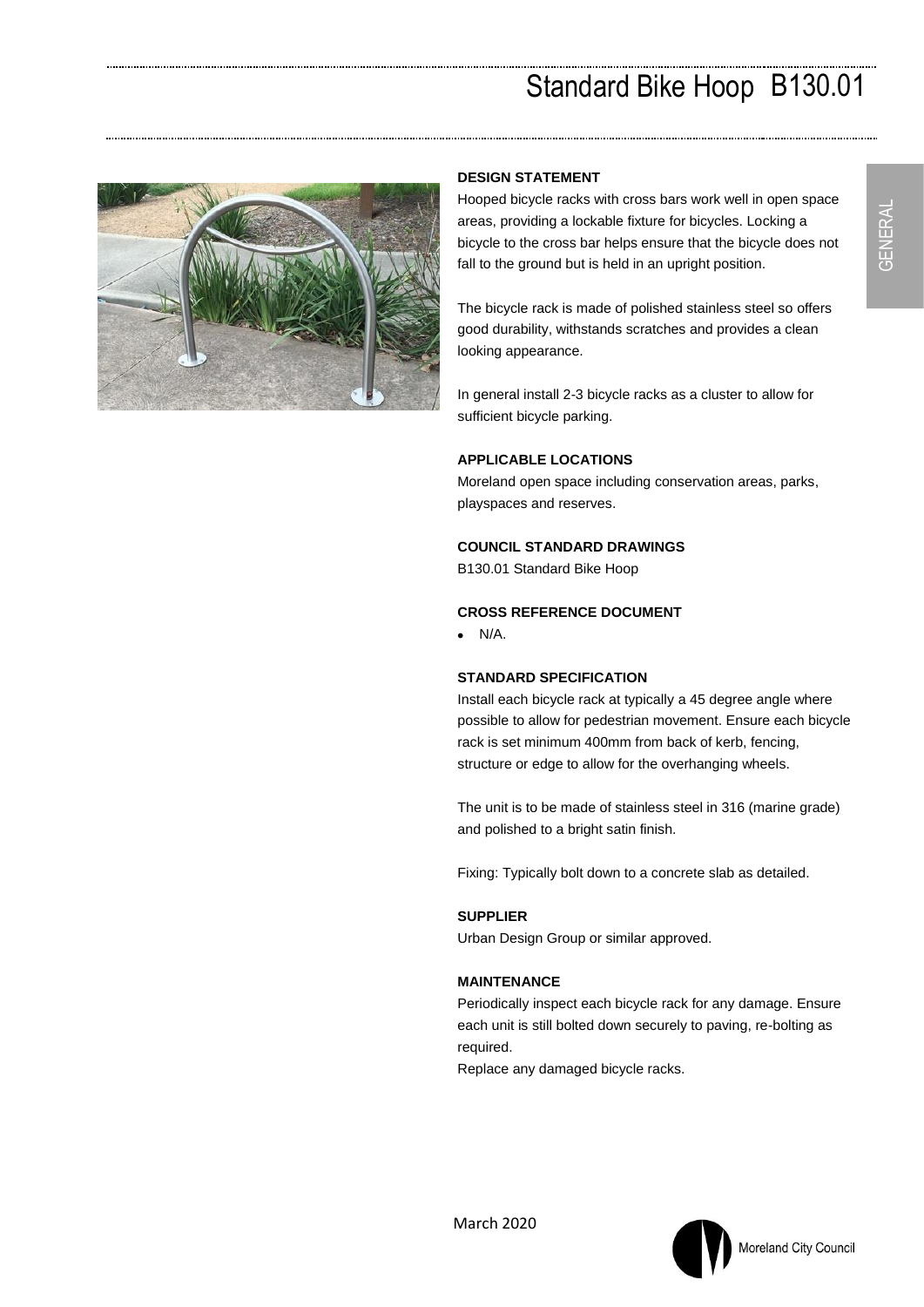# Standard Bike Hoop B130.01

GENERAL

**DESIGN STATEMENT**

Hooped bicycle racks with cross bars work well in open space areas, providing a lockable fixture for bicycles. Locking a bicycle to the cross bar helps ensure that the bicycle does not fall to the ground but is held in an upright position.

The bicycle rack is made of polished stainless steel so offers good durability, withstands scratches and provides a clean looking appearance.

In general install 2-3 bicycle racks as a cluster to allow for sufficient bicycle parking.

**APPLICABLE LOCATIONS**

Moreland open space including conservation areas, parks, playspaces and reserves.

**COUNCIL STANDARD DRAWINGS**

B130.01 Standard Bike Hoop

**CROSS REFERENCE DOCUMENT**

- N/A.

**STANDARD SPECIFICATION**

Install each bicycle rack at typically a 45 degree angle where possible to allow for pedestrian movement. Ensure each bicycle rack is set minimum 400mm from back of kerb, fencing, structure or edge to allow for the overhanging wheels.

The unit is to be made of stainless steel in 316 (marine grade) and polished to a bright satin finish.

Fixing: Typically bolt down to a concrete slab as detailed.

**SUPPLIER**

Urban Design Group or similar approved.

**MAINTENANCE**

Periodically inspect each bicycle rack for any damage. Ensure each unit is still bolted down securely to paving, re-bolting as required.

Replace any damaged bicycle racks.

March 2020

Moreland City Council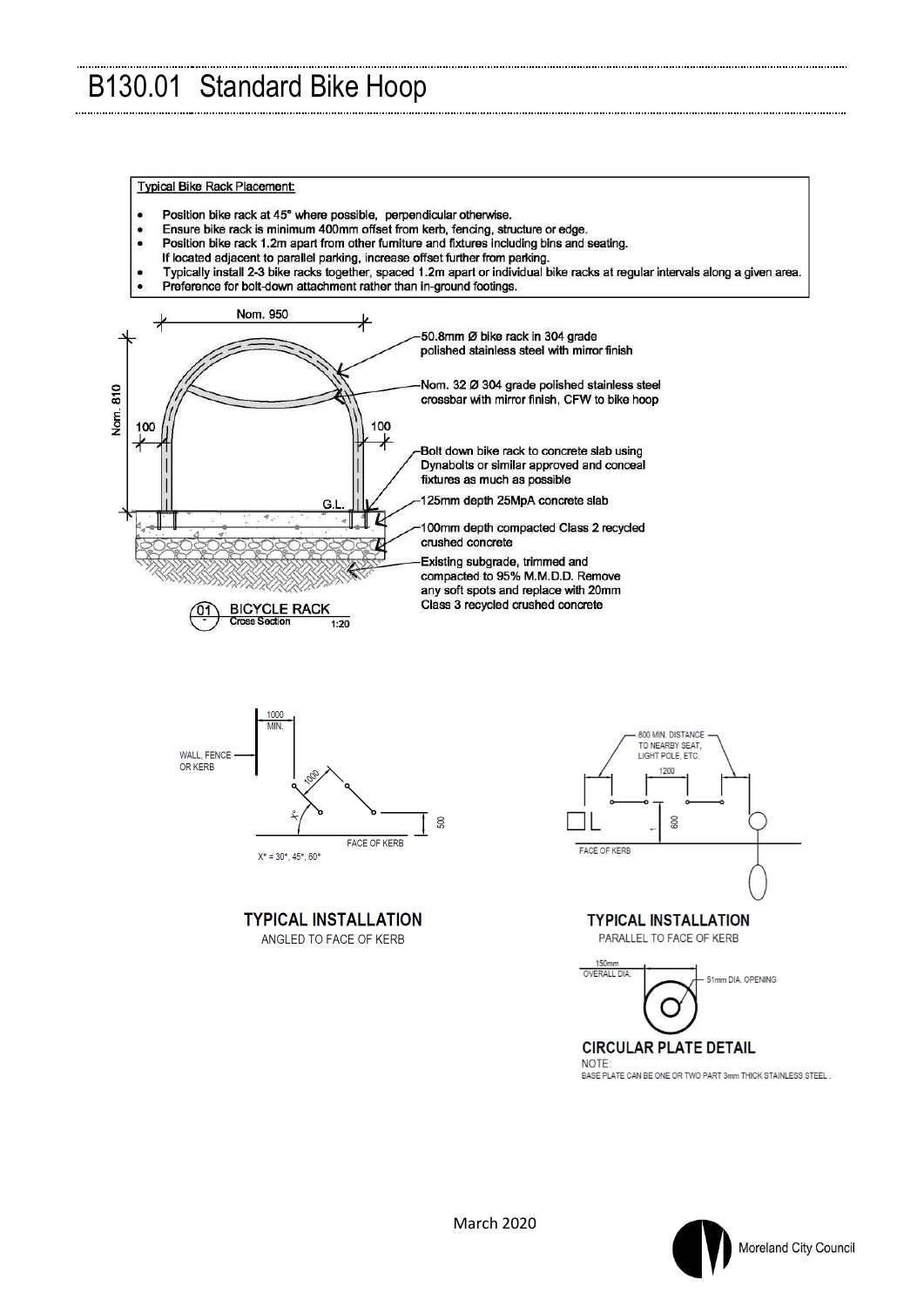# B130.01 Standard Bike Hoop

**Typical Bike Rack Placement:**

- Position bike rack at 45° where possible, perpendicular otherwise.
- Ensure bike rack is minimum 400mm offset from kerb, fencing, structure or edge.
- Position bike rack 1.2m apart from other furniture and fixtures including bins and seating.
  If located adjacent to parallel parking, increase offset further from parking.
- Typically install 2-3 bike racks together, spaced 1.2m apart or individual bike racks at regular intervals along a given area.
- Preference for bolt-down attachment rather than in-ground footings.

Nom. 950

Nom. 810

100

100

G.L.

50.8mm Ø bike rack in 304 grade polished stainless steel with mirror finish

Nom. 32 Ø 304 grade polished stainless steel crossbar with mirror finish, CFW to bike hoop

Bolt down bike rack to concrete slab using Dynabolts or similar approved and conceal fixtures as much as possible

125mm depth 25MpA concrete slab

100mm depth compacted Class 2 recycled crushed concrete

Existing subgrade, trimmed and compacted to 95% M.M.D.D. Remove any soft spots and replace with 20mm Class 3 recycled crushed concrete

01 BICYCLE RACK
Cross Section 1:20

1000 MIN.

WALL, FENCE OR KERB

1000

X°

500

FACE OF KERB

X° = 30°, 45°, 60°

**TYPICAL INSTALLATION**
ANGLED TO FACE OF KERB

800 MIN. DISTANCE TO NEARBY SEAT, LIGHT POLE, ETC.

1200

600

FACE OF KERB

**TYPICAL INSTALLATION**
PARALLEL TO FACE OF KERB

150mm OVERALL DIA.

51mm DIA. OPENING

**CIRCULAR PLATE DETAIL**

NOTE:
BASE PLATE CAN BE ONE OR TWO PART 3mm THICK STAINLESS STEEL.

March 2020

Moreland City Council